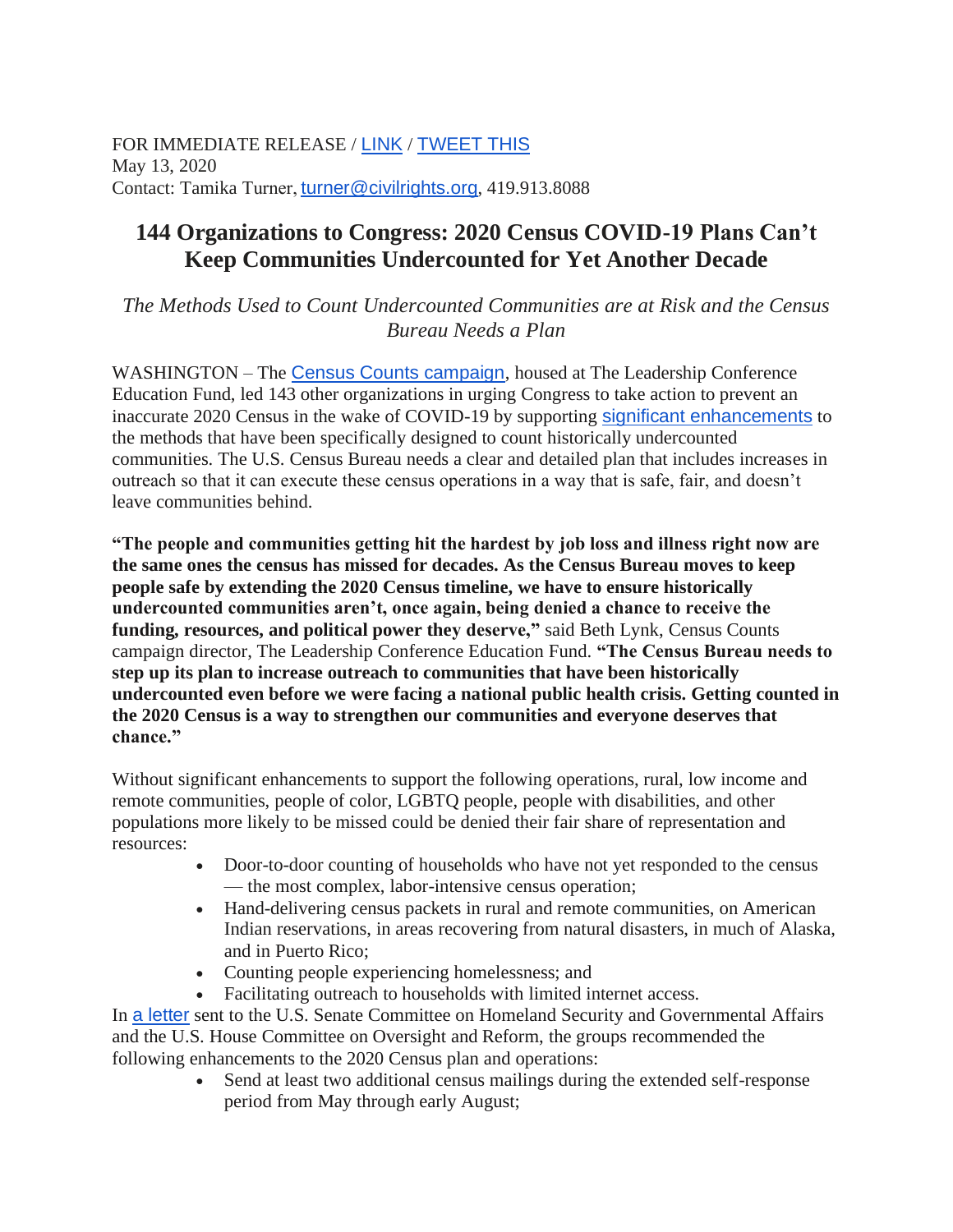FOR IMMEDIATE RELEASE / [LINK] / [TWEET THIS]
May 13, 2020
Contact: Tamika Turner, turner@civilrights.org, 419.913.8088

# 144 Organizations to Congress: 2020 Census COVID-19 Plans Can't Keep Communities Undercounted for Yet Another Decade

*The Methods Used to Count Undercounted Communities are at Risk and the Census Bureau Needs a Plan*

WASHINGTON – The Census Counts campaign, housed at The Leadership Conference Education Fund, led 143 other organizations in urging Congress to take action to prevent an inaccurate 2020 Census in the wake of COVID-19 by supporting significant enhancements to the methods that have been specifically designed to count historically undercounted communities. The U.S. Census Bureau needs a clear and detailed plan that includes increases in outreach so that it can execute these census operations in a way that is safe, fair, and doesn't leave communities behind.

**"The people and communities getting hit the hardest by job loss and illness right now are the same ones the census has missed for decades. As the Census Bureau moves to keep people safe by extending the 2020 Census timeline, we have to ensure historically undercounted communities aren't, once again, being denied a chance to receive the funding, resources, and political power they deserve,"** said Beth Lynk, Census Counts campaign director, The Leadership Conference Education Fund. **"The Census Bureau needs to step up its plan to increase outreach to communities that have been historically undercounted even before we were facing a national public health crisis. Getting counted in the 2020 Census is a way to strengthen our communities and everyone deserves that chance."**

Without significant enhancements to support the following operations, rural, low income and remote communities, people of color, LGBTQ people, people with disabilities, and other populations more likely to be missed could be denied their fair share of representation and resources:

- Door-to-door counting of households who have not yet responded to the census — the most complex, labor-intensive census operation;
- Hand-delivering census packets in rural and remote communities, on American Indian reservations, in areas recovering from natural disasters, in much of Alaska, and in Puerto Rico;
- Counting people experiencing homelessness; and
- Facilitating outreach to households with limited internet access.

In a letter sent to the U.S. Senate Committee on Homeland Security and Governmental Affairs and the U.S. House Committee on Oversight and Reform, the groups recommended the following enhancements to the 2020 Census plan and operations:

- Send at least two additional census mailings during the extended self-response period from May through early August;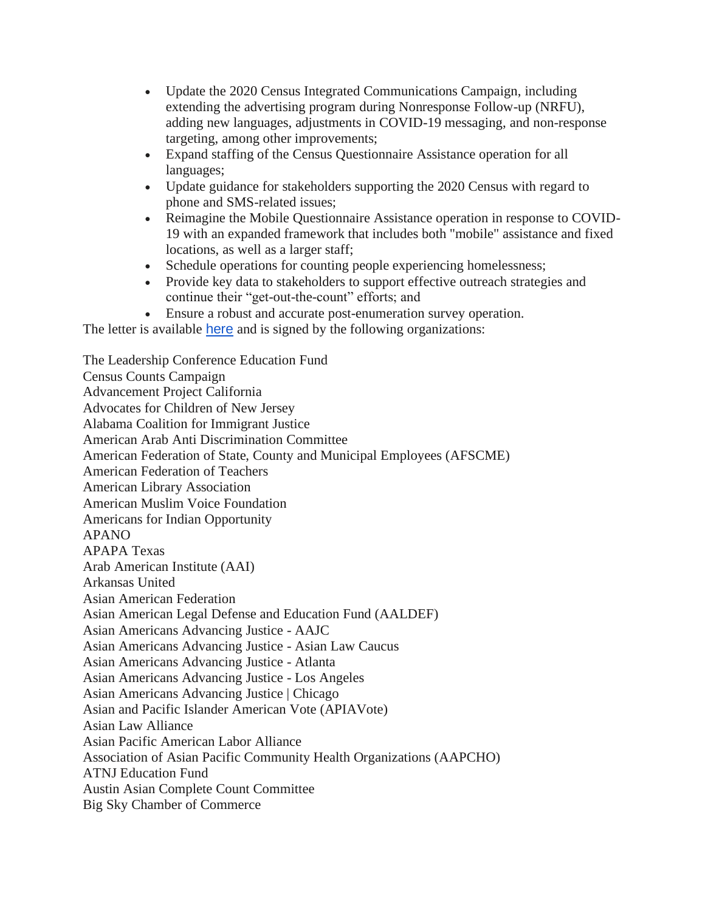- Update the 2020 Census Integrated Communications Campaign, including extending the advertising program during Nonresponse Follow-up (NRFU), adding new languages, adjustments in COVID-19 messaging, and non-response targeting, among other improvements;
- Expand staffing of the Census Questionnaire Assistance operation for all languages;
- Update guidance for stakeholders supporting the 2020 Census with regard to phone and SMS-related issues;
- Reimagine the Mobile Questionnaire Assistance operation in response to COVID-19 with an expanded framework that includes both "mobile" assistance and fixed locations, as well as a larger staff;
- Schedule operations for counting people experiencing homelessness;
- Provide key data to stakeholders to support effective outreach strategies and continue their "get-out-the-count" efforts; and
- Ensure a robust and accurate post-enumeration survey operation.

The letter is available here and is signed by the following organizations:

The Leadership Conference Education Fund
Census Counts Campaign
Advancement Project California
Advocates for Children of New Jersey
Alabama Coalition for Immigrant Justice
American Arab Anti Discrimination Committee
American Federation of State, County and Municipal Employees (AFSCME)
American Federation of Teachers
American Library Association
American Muslim Voice Foundation
Americans for Indian Opportunity
APANO
APAPA Texas
Arab American Institute (AAI)
Arkansas United
Asian American Federation
Asian American Legal Defense and Education Fund (AALDEF)
Asian Americans Advancing Justice - AAJC
Asian Americans Advancing Justice - Asian Law Caucus
Asian Americans Advancing Justice - Atlanta
Asian Americans Advancing Justice - Los Angeles
Asian Americans Advancing Justice | Chicago
Asian and Pacific Islander American Vote (APIAVote)
Asian Law Alliance
Asian Pacific American Labor Alliance
Association of Asian Pacific Community Health Organizations (AAPCHO)
ATNJ Education Fund
Austin Asian Complete Count Committee
Big Sky Chamber of Commerce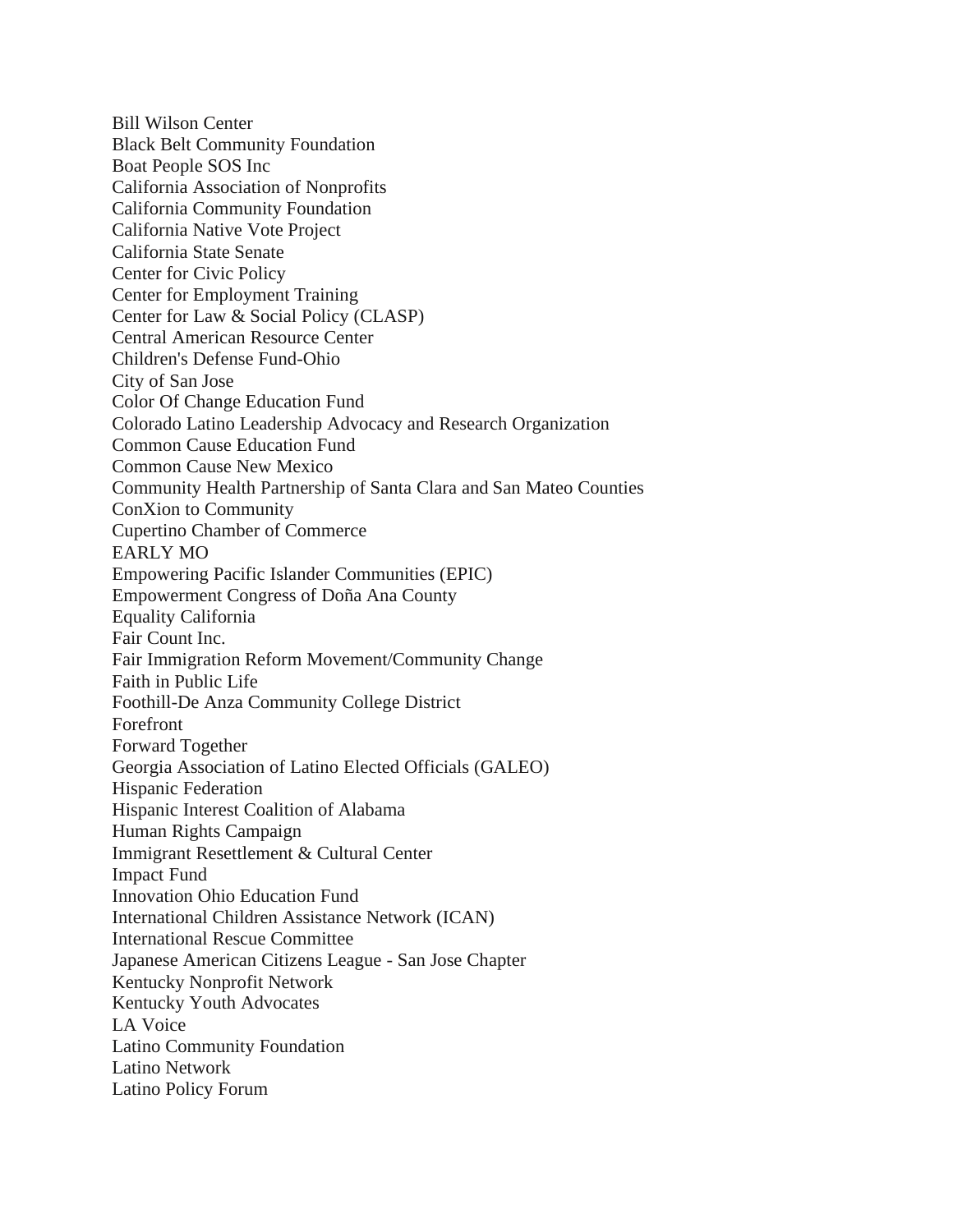Bill Wilson Center
Black Belt Community Foundation
Boat People SOS Inc
California Association of Nonprofits
California Community Foundation
California Native Vote Project
California State Senate
Center for Civic Policy
Center for Employment Training
Center for Law & Social Policy (CLASP)
Central American Resource Center
Children's Defense Fund-Ohio
City of San Jose
Color Of Change Education Fund
Colorado Latino Leadership Advocacy and Research Organization
Common Cause Education Fund
Common Cause New Mexico
Community Health Partnership of Santa Clara and San Mateo Counties
ConXion to Community
Cupertino Chamber of Commerce
EARLY MO
Empowering Pacific Islander Communities (EPIC)
Empowerment Congress of Doña Ana County
Equality California
Fair Count Inc.
Fair Immigration Reform Movement/Community Change
Faith in Public Life
Foothill-De Anza Community College District
Forefront
Forward Together
Georgia Association of Latino Elected Officials (GALEO)
Hispanic Federation
Hispanic Interest Coalition of Alabama
Human Rights Campaign
Immigrant Resettlement & Cultural Center
Impact Fund
Innovation Ohio Education Fund
International Children Assistance Network (ICAN)
International Rescue Committee
Japanese American Citizens League - San Jose Chapter
Kentucky Nonprofit Network
Kentucky Youth Advocates
LA Voice
Latino Community Foundation
Latino Network
Latino Policy Forum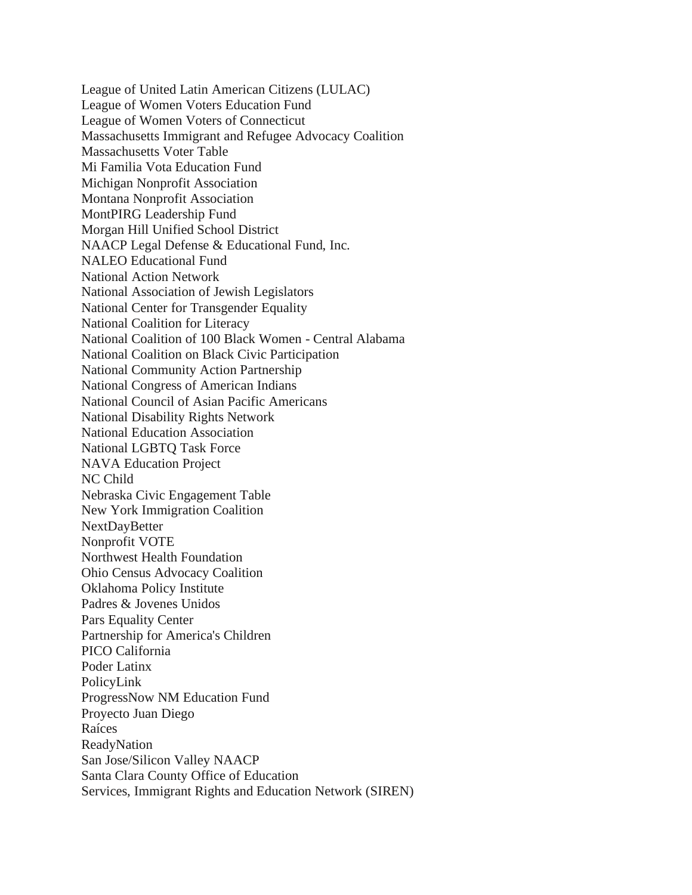League of United Latin American Citizens (LULAC)
League of Women Voters Education Fund
League of Women Voters of Connecticut
Massachusetts Immigrant and Refugee Advocacy Coalition
Massachusetts Voter Table
Mi Familia Vota Education Fund
Michigan Nonprofit Association
Montana Nonprofit Association
MontPIRG Leadership Fund
Morgan Hill Unified School District
NAACP Legal Defense & Educational Fund, Inc.
NALEO Educational Fund
National Action Network
National Association of Jewish Legislators
National Center for Transgender Equality
National Coalition for Literacy
National Coalition of 100 Black Women - Central Alabama
National Coalition on Black Civic Participation
National Community Action Partnership
National Congress of American Indians
National Council of Asian Pacific Americans
National Disability Rights Network
National Education Association
National LGBTQ Task Force
NAVA Education Project
NC Child
Nebraska Civic Engagement Table
New York Immigration Coalition
NextDayBetter
Nonprofit VOTE
Northwest Health Foundation
Ohio Census Advocacy Coalition
Oklahoma Policy Institute
Padres & Jovenes Unidos
Pars Equality Center
Partnership for America's Children
PICO California
Poder Latinx
PolicyLink
ProgressNow NM Education Fund
Proyecto Juan Diego
Raíces
ReadyNation
San Jose/Silicon Valley NAACP
Santa Clara County Office of Education
Services, Immigrant Rights and Education Network (SIREN)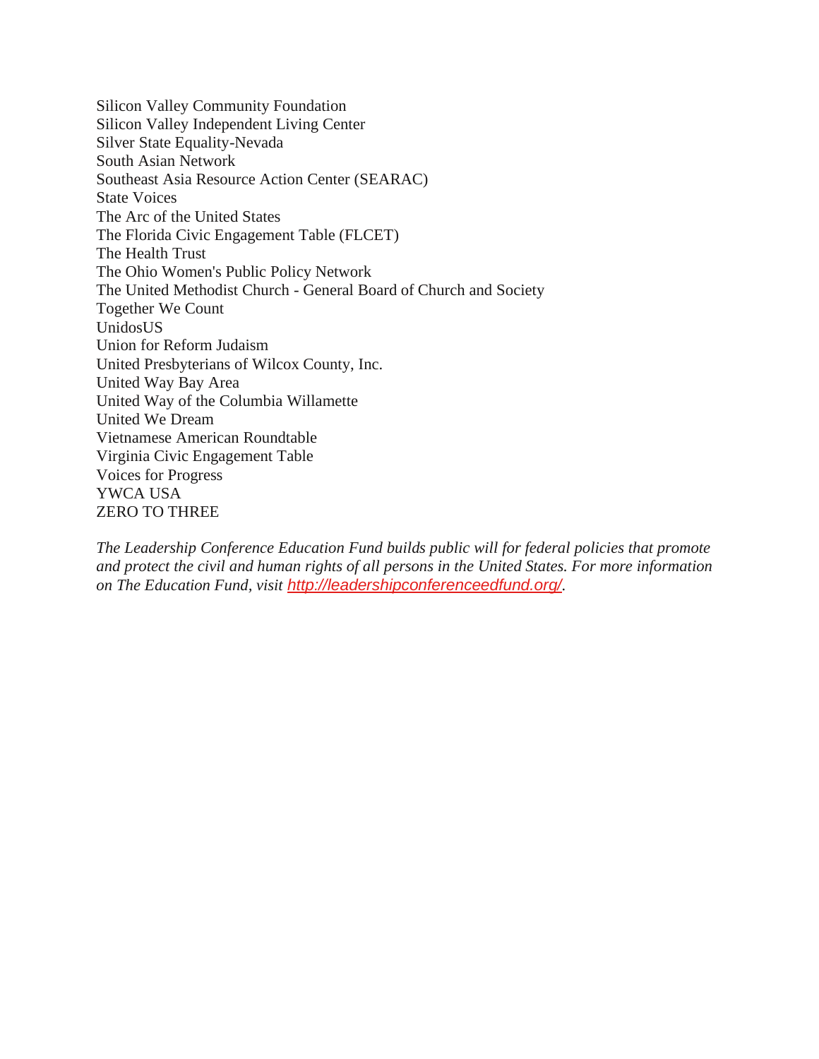Silicon Valley Community Foundation
Silicon Valley Independent Living Center
Silver State Equality-Nevada
South Asian Network
Southeast Asia Resource Action Center (SEARAC)
State Voices
The Arc of the United States
The Florida Civic Engagement Table (FLCET)
The Health Trust
The Ohio Women's Public Policy Network
The United Methodist Church - General Board of Church and Society
Together We Count
UnidosUS
Union for Reform Judaism
United Presbyterians of Wilcox County, Inc.
United Way Bay Area
United Way of the Columbia Willamette
United We Dream
Vietnamese American Roundtable
Virginia Civic Engagement Table
Voices for Progress
YWCA USA
ZERO TO THREE

*The Leadership Conference Education Fund builds public will for federal policies that promote and protect the civil and human rights of all persons in the United States. For more information on The Education Fund, visit [http://leadershipconferenceedfund.org/](http://leadershipconferenceedfund.org/).*